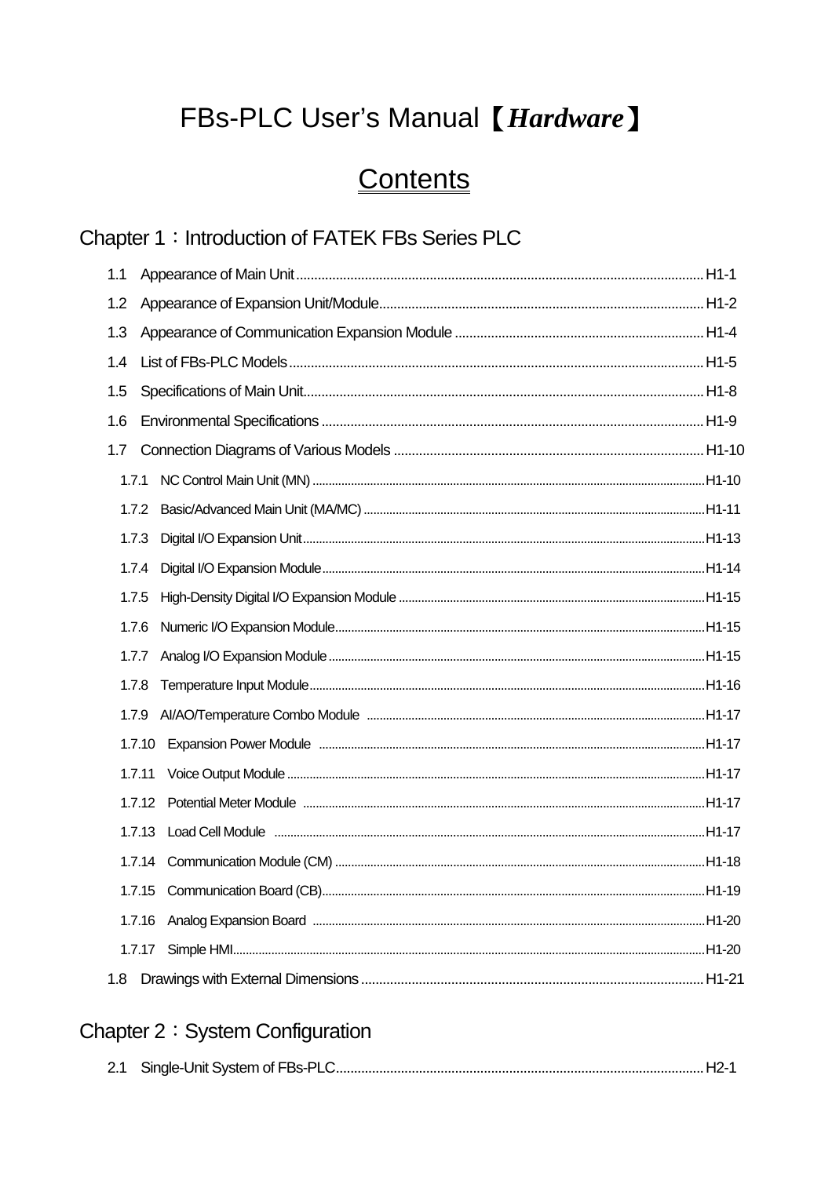# FBs-PLC User's Manual【*Hardware*】

## Contents

### Chapter 1：Introduction of FATEK FBs Series PLC

1.1 Appearance of Main Unit ........................................ H1-1

1.2 Appearance of Expansion Unit/Module ........................................ H1-2

1.3 Appearance of Communication Expansion Module ........................................ H1-4

1.4 List of FBs-PLC Models ........................................ H1-5

1.5 Specifications of Main Unit ........................................ H1-8

1.6 Environmental Specifications ........................................ H1-9

1.7 Connection Diagrams of Various Models ........................................ H1-10

- 1.7.1 NC Control Main Unit (MN) ........................................ H1-10
- 1.7.2 Basic/Advanced Main Unit (MA/MC) ........................................ H1-11
- 1.7.3 Digital I/O Expansion Unit ........................................ H1-13
- 1.7.4 Digital I/O Expansion Module ........................................ H1-14
- 1.7.5 High-Density Digital I/O Expansion Module ........................................ H1-15
- 1.7.6 Numeric I/O Expansion Module ........................................ H1-15
- 1.7.7 Analog I/O Expansion Module ........................................ H1-15
- 1.7.8 Temperature Input Module ........................................ H1-16
- 1.7.9 AI/AO/Temperature Combo Module ........................................ H1-17
- 1.7.10 Expansion Power Module ........................................ H1-17
- 1.7.11 Voice Output Module ........................................ H1-17
- 1.7.12 Potential Meter Module ........................................ H1-17
- 1.7.13 Load Cell Module ........................................ H1-17
- 1.7.14 Communication Module (CM) ........................................ H1-18
- 1.7.15 Communication Board (CB) ........................................ H1-19
- 1.7.16 Analog Expansion Board ........................................ H1-20
- 1.7.17 Simple HMI ........................................ H1-20

1.8 Drawings with External Dimensions ........................................ H1-21

### Chapter 2：System Configuration

2.1 Single-Unit System of FBs-PLC ........................................ H2-1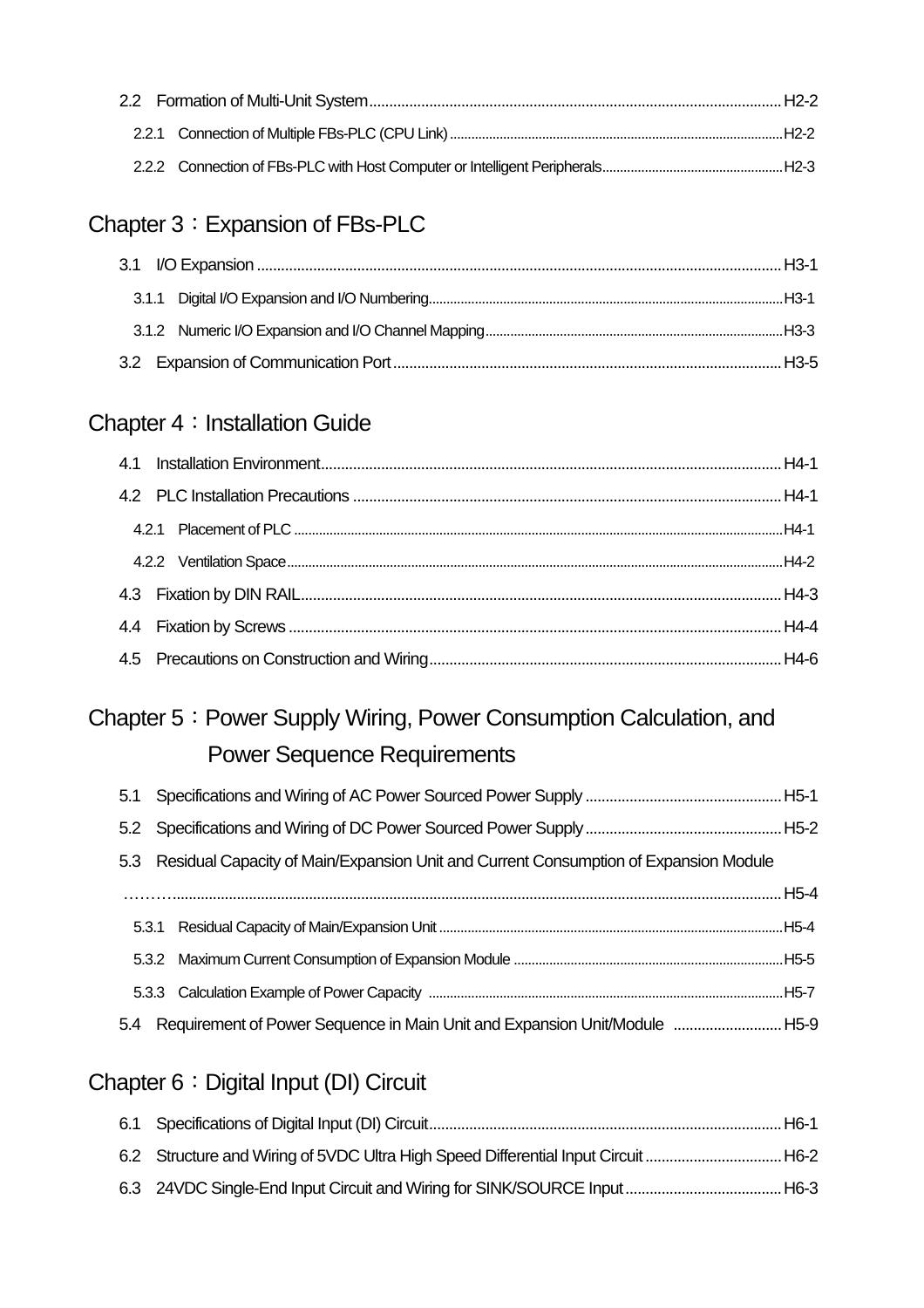2.2 Formation of Multi-Unit System....................................................................................................H2-2

2.2.1 Connection of Multiple FBs-PLC (CPU Link)............................................................................................H2-2

2.2.2 Connection of FBs-PLC with Host Computer or Intelligent Peripherals..................................................H2-3

## Chapter 3：Expansion of FBs-PLC

3.1 I/O Expansion ..............................................................................................................................H3-1

3.1.1 Digital I/O Expansion and I/O Numbering..................................................................................................H3-1

3.1.2 Numeric I/O Expansion and I/O Channel Mapping..................................................................................H3-3

3.2 Expansion of Communication Port ..............................................................................................H3-5

## Chapter 4：Installation Guide

4.1 Installation Environment...............................................................................................................H4-1

4.2 PLC Installation Precautions .......................................................................................................H4-1

4.2.1 Placement of PLC .......................................................................................................................................H4-1

4.2.2 Ventilation Space.........................................................................................................................................H4-2

4.3 Fixation by DIN RAIL....................................................................................................................H4-3

4.4 Fixation by Screws .......................................................................................................................H4-4

4.5 Precautions on Construction and Wiring.....................................................................................H4-6

## Chapter 5：Power Supply Wiring, Power Consumption Calculation, and Power Sequence Requirements

5.1 Specifications and Wiring of AC Power Sourced Power Supply ...............................................H5-1

5.2 Specifications and Wiring of DC Power Sourced Power Supply...............................................H5-2

5.3 Residual Capacity of Main/Expansion Unit and Current Consumption of Expansion Module

………....................................................................................................................................................H5-4

5.3.1 Residual Capacity of Main/Expansion Unit ...............................................................................................H5-4

5.3.2 Maximum Current Consumption of Expansion Module ..........................................................................H5-5

5.3.3 Calculation Example of Power Capacity ..................................................................................................H5-7

5.4 Requirement of Power Sequence in Main Unit and Expansion Unit/Module ..........................H5-9

## Chapter 6：Digital Input (DI) Circuit

6.1 Specifications of Digital Input (DI) Circuit.....................................................................................H6-1

6.2 Structure and Wiring of 5VDC Ultra High Speed Differential Input Circuit .................................H6-2

6.3 24VDC Single-End Input Circuit and Wiring for SINK/SOURCE Input.....................................H6-3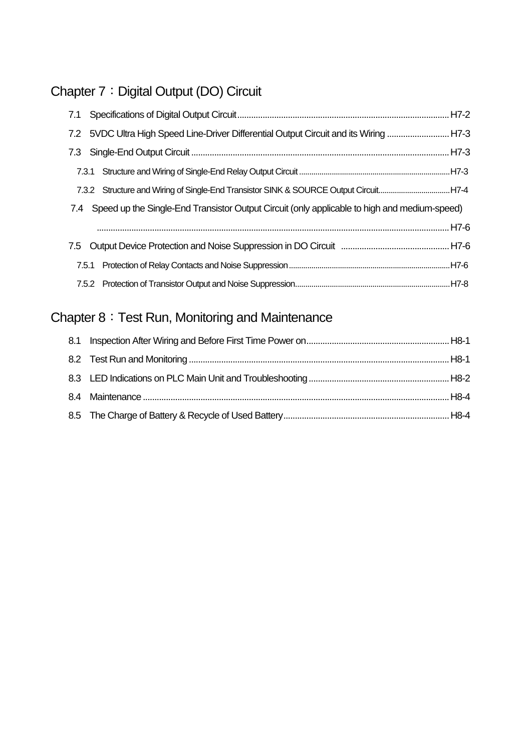## Chapter 7：Digital Output (DO) Circuit

7.1 Specifications of Digital Output Circuit ........................................................................................ H7-2

7.2 5VDC Ultra High Speed Line-Driver Differential Output Circuit and its Wiring .......................... H7-3

7.3 Single-End Output Circuit ............................................................................................................. H7-3

7.3.1 Structure and Wiring of Single-End Relay Output Circuit ......................................................................... H7-3

7.3.2 Structure and Wiring of Single-End Transistor SINK & SOURCE Output Circuit.................................. H7-4

7.4 Speed up the Single-End Transistor Output Circuit (only applicable to high and medium-speed) ....................................................................................................................................... H7-6

7.5 Output Device Protection and Noise Suppression in DO Circuit .............................................. H7-6

7.5.1 Protection of Relay Contacts and Noise Suppression............................................................................. H7-6

7.5.2 Protection of Transistor Output and Noise Suppression.......................................................................... H7-8

## Chapter 8：Test Run, Monitoring and Maintenance

8.1 Inspection After Wiring and Before First Time Power on............................................................ H8-1

8.2 Test Run and Monitoring .............................................................................................................. H8-1

8.3 LED Indications on PLC Main Unit and Troubleshooting ............................................................ H8-2

8.4 Maintenance .................................................................................................................................. H8-4

8.5 The Charge of Battery & Recycle of Used Battery...................................................................... H8-4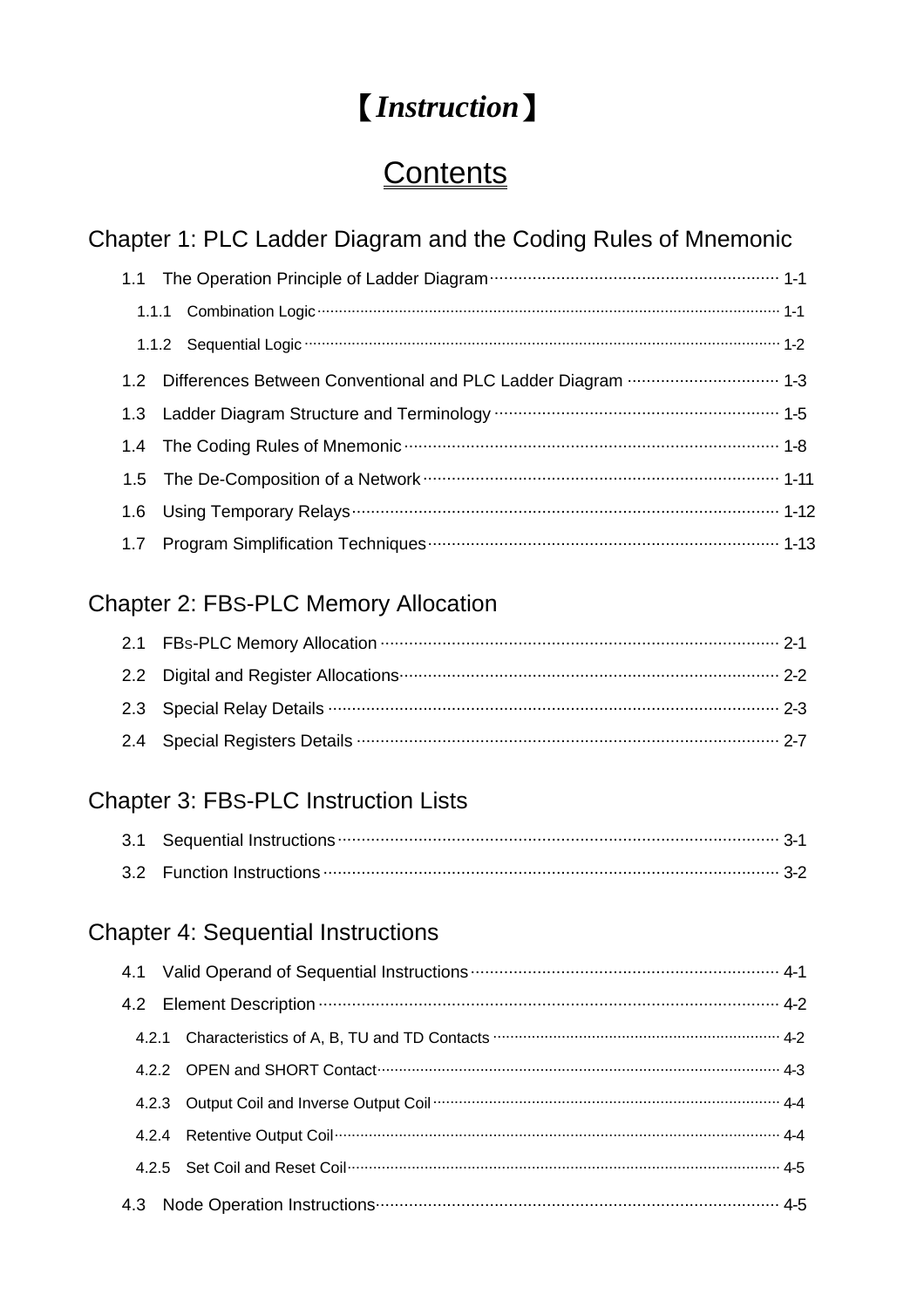# 【*Instruction*】

## Contents

### Chapter 1: PLC Ladder Diagram and the Coding Rules of Mnemonic

1.1 The Operation Principle of Ladder Diagram ............ 1-1

1.1.1 Combination Logic ............ 1-1

1.1.2 Sequential Logic ............ 1-2

1.2 Differences Between Conventional and PLC Ladder Diagram ............ 1-3

1.3 Ladder Diagram Structure and Terminology ............ 1-5

1.4 The Coding Rules of Mnemonic ............ 1-8

1.5 The De-Composition of a Network ............ 1-11

1.6 Using Temporary Relays ............ 1-12

1.7 Program Simplification Techniques ............ 1-13

### Chapter 2: FBS-PLC Memory Allocation

2.1 FBS-PLC Memory Allocation ............ 2-1

2.2 Digital and Register Allocations ............ 2-2

2.3 Special Relay Details ............ 2-3

2.4 Special Registers Details ............ 2-7

### Chapter 3: FBS-PLC Instruction Lists

3.1 Sequential Instructions ............ 3-1

3.2 Function Instructions ............ 3-2

### Chapter 4: Sequential Instructions

4.1 Valid Operand of Sequential Instructions ............ 4-1

4.2 Element Description ............ 4-2

4.2.1 Characteristics of A, B, TU and TD Contacts ............ 4-2

4.2.2 OPEN and SHORT Contact ............ 4-3

4.2.3 Output Coil and Inverse Output Coil ............ 4-4

4.2.4 Retentive Output Coil ............ 4-4

4.2.5 Set Coil and Reset Coil ............ 4-5

4.3 Node Operation Instructions ............ 4-5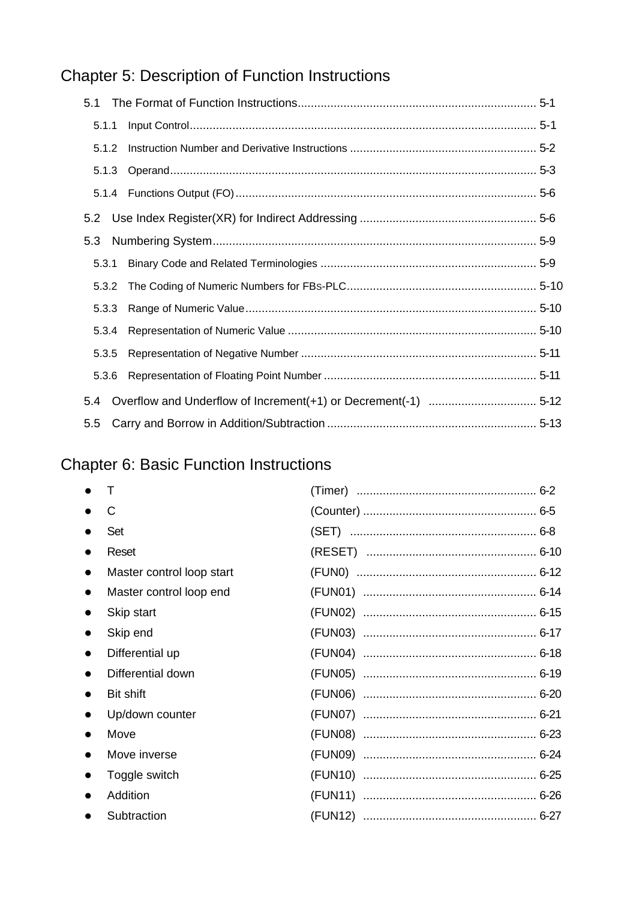## Chapter 5: Description of Function Instructions

- 5.1 The Format of Function Instructions........................................................................ 5-1
  - 5.1.1 Input Control........................................................................................................ 5-1
  - 5.1.2 Instruction Number and Derivative Instructions ......................................................... 5-2
  - 5.1.3 Operand.............................................................................................................. 5-3
  - 5.1.4 Functions Output (FO)........................................................................................... 5-6
- 5.2 Use Index Register(XR) for Indirect Addressing ...................................................... 5-6
- 5.3 Numbering System.................................................................................................. 5-9
  - 5.3.1 Binary Code and Related Terminologies .................................................................. 5-9
  - 5.3.2 The Coding of Numeric Numbers for FBS-PLC.......................................................... 5-10
  - 5.3.3 Range of Numeric Value........................................................................................ 5-10
  - 5.3.4 Representation of Numeric Value ........................................................................... 5-10
  - 5.3.5 Representation of Negative Number ....................................................................... 5-11
  - 5.3.6 Representation of Floating Point Number ................................................................ 5-11
- 5.4 Overflow and Underflow of Increment(+1) or Decrement(-1) ................................. 5-12
- 5.5 Carry and Borrow in Addition/Subtraction ............................................................... 5-13

## Chapter 6: Basic Function Instructions

- T (Timer) ....................................................... 6-2
- C (Counter) ..................................................... 6-5
- Set (SET) ......................................................... 6-8
- Reset (RESET) .................................................... 6-10
- Master control loop start (FUN0) ....................................................... 6-12
- Master control loop end (FUN01) ..................................................... 6-14
- Skip start (FUN02) ..................................................... 6-15
- Skip end (FUN03) ..................................................... 6-17
- Differential up (FUN04) ..................................................... 6-18
- Differential down (FUN05) ..................................................... 6-19
- Bit shift (FUN06) ..................................................... 6-20
- Up/down counter (FUN07) ..................................................... 6-21
- Move (FUN08) ..................................................... 6-23
- Move inverse (FUN09) ..................................................... 6-24
- Toggle switch (FUN10) ..................................................... 6-25
- Addition (FUN11) ..................................................... 6-26
- Subtraction (FUN12) ..................................................... 6-27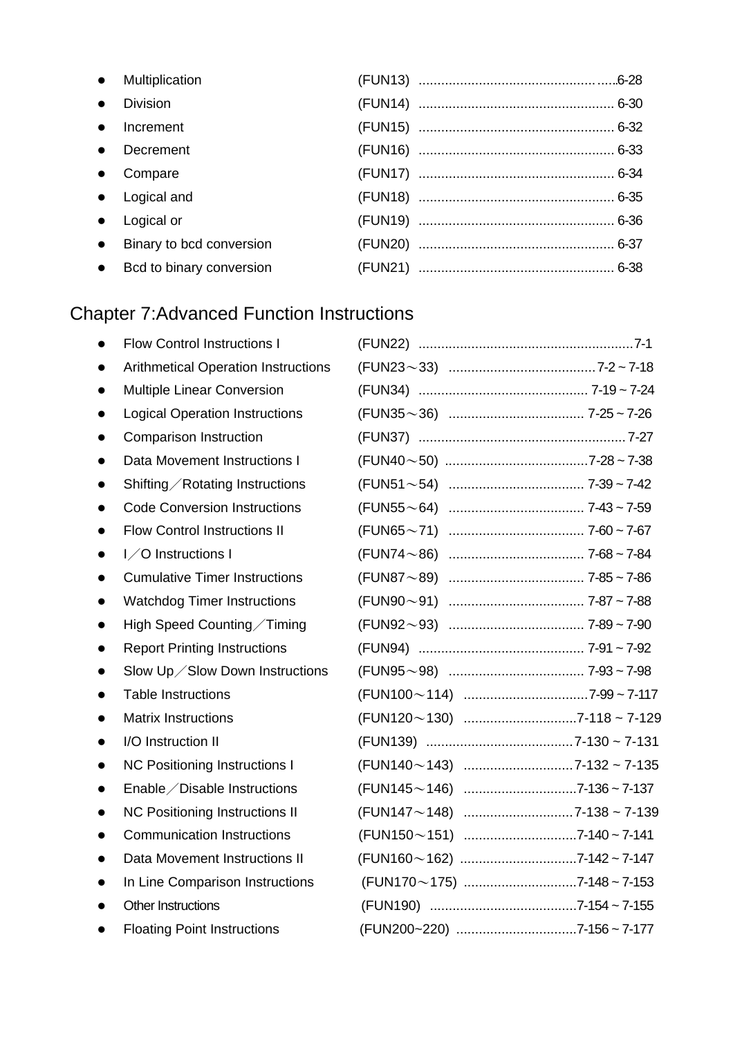- Multiplication (FUN13) ......................................................6-28
- Division (FUN14) ...................................................... 6-30
- Increment (FUN15) ...................................................... 6-32
- Decrement (FUN16) ...................................................... 6-33
- Compare (FUN17) ...................................................... 6-34
- Logical and (FUN18) ...................................................... 6-35
- Logical or (FUN19) ...................................................... 6-36
- Binary to bcd conversion (FUN20) ...................................................... 6-37
- Bcd to binary conversion (FUN21) ...................................................... 6-38

## Chapter 7:Advanced Function Instructions

- Flow Control Instructions I (FUN22) ..........................................................7-1
- Arithmetical Operation Instructions (FUN23～33) ....................................... 7-2 ~ 7-18
- Multiple Linear Conversion (FUN34) ............................................. 7-19 ~ 7-24
- Logical Operation Instructions (FUN35～36) .................................... 7-25 ~ 7-26
- Comparison Instruction (FUN37) ....................................................... 7-27
- Data Movement Instructions I (FUN40～50) ......................................7-28 ~ 7-38
- Shifting／Rotating Instructions (FUN51～54) .................................... 7-39 ~ 7-42
- Code Conversion Instructions (FUN55～64) .................................... 7-43 ~ 7-59
- Flow Control Instructions II (FUN65～71) .................................... 7-60 ~ 7-67
- I／O Instructions I (FUN74～86) .................................... 7-68 ~ 7-84
- Cumulative Timer Instructions (FUN87～89) .................................... 7-85 ~ 7-86
- Watchdog Timer Instructions (FUN90～91) .................................... 7-87 ~ 7-88
- High Speed Counting／Timing (FUN92～93) .................................... 7-89 ~ 7-90
- Report Printing Instructions (FUN94) ............................................ 7-91 ~ 7-92
- Slow Up／Slow Down Instructions (FUN95～98) .................................... 7-93 ~ 7-98
- Table Instructions (FUN100～114) .................................7-99 ~ 7-117
- Matrix Instructions (FUN120～130) ..............................7-118 ~ 7-129
- I/O Instruction II (FUN139) .......................................7-130 ~ 7-131
- NC Positioning Instructions I (FUN140～143) .............................7-132 ~ 7-135
- Enable／Disable Instructions (FUN145～146) ..............................7-136 ~ 7-137
- NC Positioning Instructions II (FUN147～148) .............................7-138 ~ 7-139
- Communication Instructions (FUN150～151) ..............................7-140 ~ 7-141
- Data Movement Instructions II (FUN160～162) ................................7-142 ~ 7-147
- In Line Comparison Instructions (FUN170～175) ..............................7-148 ~ 7-153
- Other Instructions (FUN190) .......................................7-154 ~ 7-155
- Floating Point Instructions (FUN200~220) ................................7-156 ~ 7-177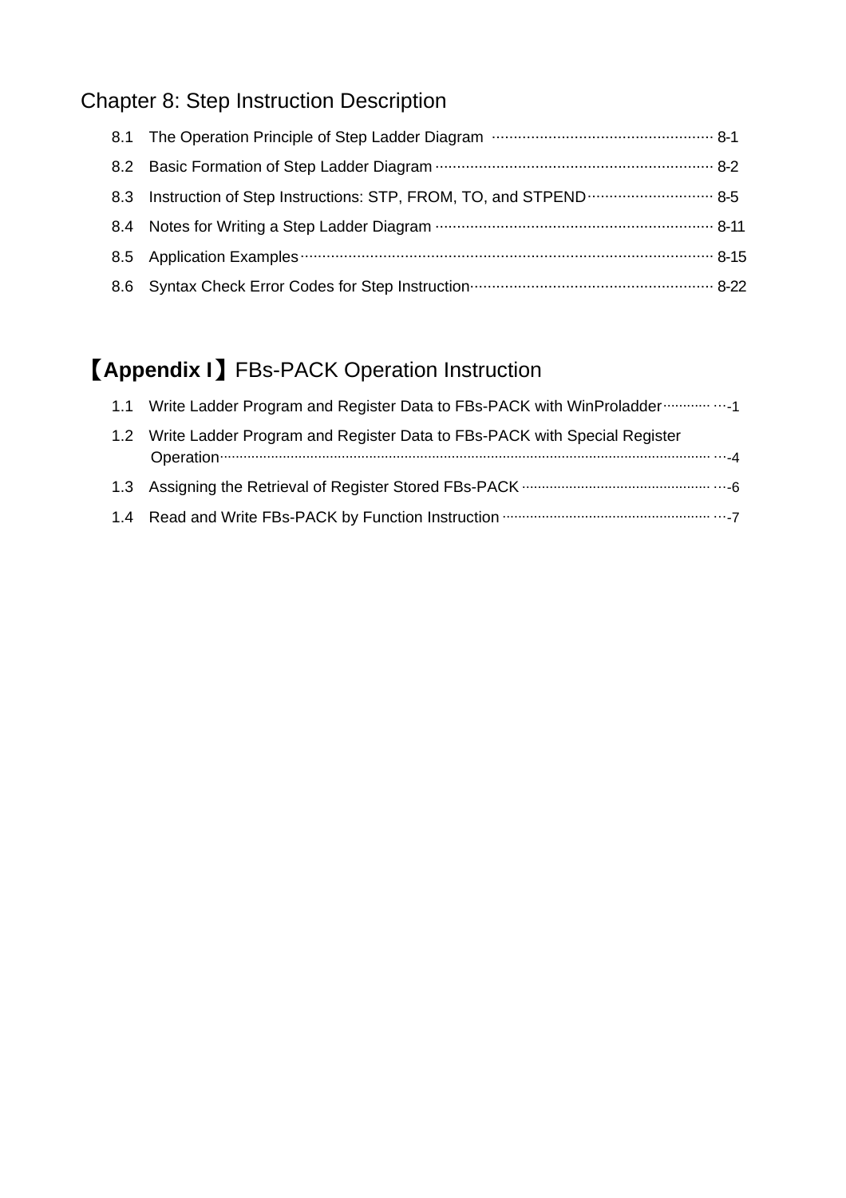## Chapter 8: Step Instruction Description

8.1 The Operation Principle of Step Ladder Diagram ··················································· 8-1

8.2 Basic Formation of Step Ladder Diagram ································································ 8-2

8.3 Instruction of Step Instructions: STP, FROM, TO, and STPEND ····························· 8-5

8.4 Notes for Writing a Step Ladder Diagram ································································ 8-11

8.5 Application Examples······························································································· 8-15

8.6 Syntax Check Error Codes for Step Instruction························································ 8-22

## 【Appendix I】FBs-PACK Operation Instruction

1.1 Write Ladder Program and Register Data to FBs-PACK with WinProladder············ ····-1

1.2 Write Ladder Program and Register Data to FBs-PACK with Special Register Operation···························································································································· ····-4

1.3 Assigning the Retrieval of Register Stored FBs-PACK ················································ ····-6

1.4 Read and Write FBs-PACK by Function Instruction ····················································· ····-7